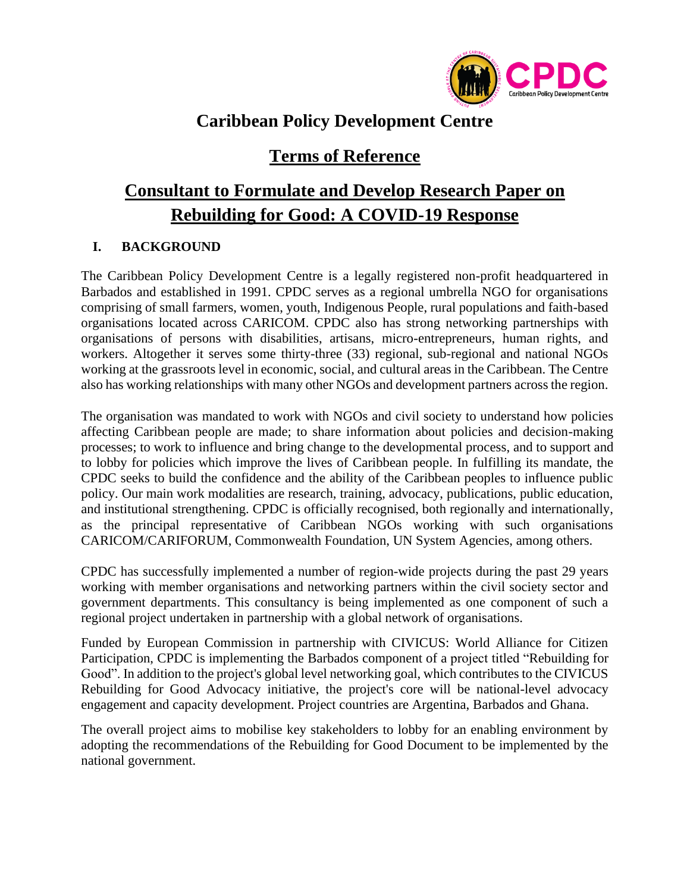# Caribbean Policy Development Centre

## Terms of Reference

## Consultant to Formulate and Develop Research Paper on Rebuilding for Good: A COVID-19 Response

### I. BACKGROUND

The Caribbean Policy Development Centre is a legally registered non-profit headquartered in Barbados and established in 1991. CPDC serves as a regional umbrella NGO for organisations comprising of small farmers, women, youth, Indigenous People, rural populations and faith-based organisations located across CARICOM. CPDC also has strong networking partnerships with organisations of persons with disabilities, artisans, micro-entrepreneurs, human rights, and workers. Altogether it serves some thirty-three (33) regional, sub-regional and national NGOs working at the grassroots level in economic, social, and cultural areas in the Caribbean. The Centre also has working relationships with many other NGOs and development partners across the region.

The organisation was mandated to work with NGOs and civil society to understand how policies affecting Caribbean people are made; to share information about policies and decision-making processes; to work to influence and bring change to the developmental process, and to support and to lobby for policies which improve the lives of Caribbean people. In fulfilling its mandate, the CPDC seeks to build the confidence and the ability of the Caribbean peoples to influence public policy. Our main work modalities are research, training, advocacy, publications, public education, and institutional strengthening. CPDC is officially recognised, both regionally and internationally, as the principal representative of Caribbean NGOs working with such organisations CARICOM/CARIFORUM, Commonwealth Foundation, UN System Agencies, among others.

CPDC has successfully implemented a number of region-wide projects during the past 29 years working with member organisations and networking partners within the civil society sector and government departments. This consultancy is being implemented as one component of such a regional project undertaken in partnership with a global network of organisations.

Funded by European Commission in partnership with CIVICUS: World Alliance for Citizen Participation, CPDC is implementing the Barbados component of a project titled "Rebuilding for Good". In addition to the project's global level networking goal, which contributes to the CIVICUS Rebuilding for Good Advocacy initiative, the project's core will be national-level advocacy engagement and capacity development. Project countries are Argentina, Barbados and Ghana.

The overall project aims to mobilise key stakeholders to lobby for an enabling environment by adopting the recommendations of the Rebuilding for Good Document to be implemented by the national government.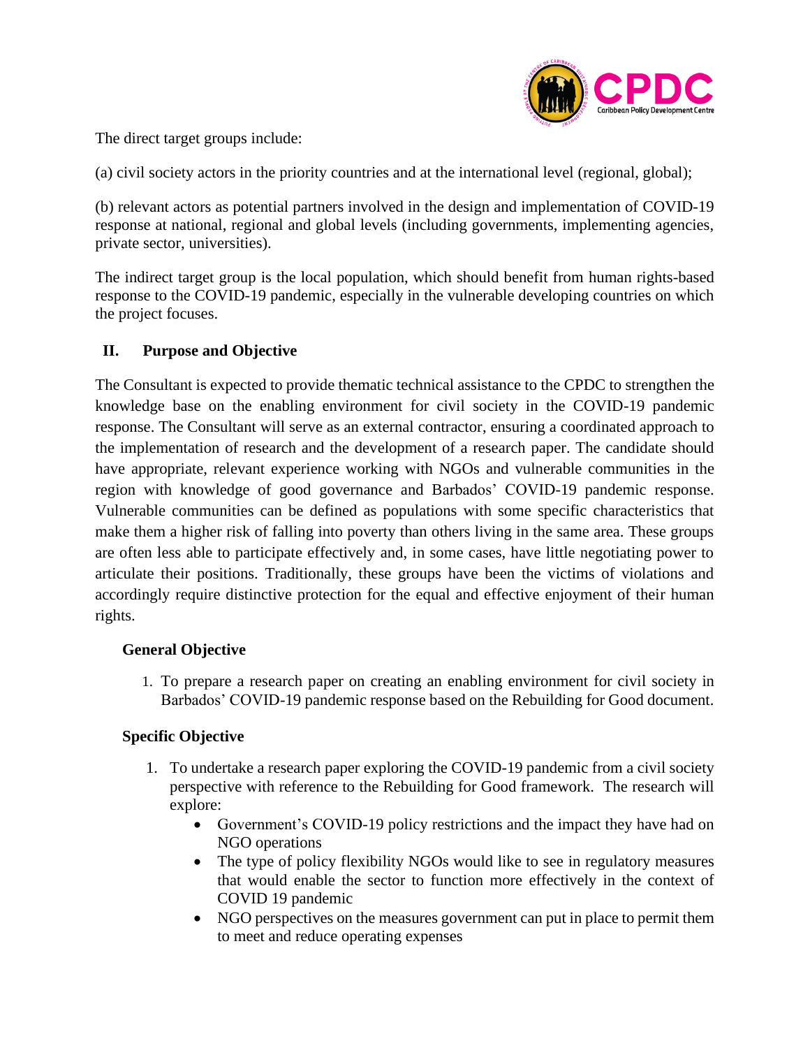The direct target groups include:

(a) civil society actors in the priority countries and at the international level (regional, global);

(b) relevant actors as potential partners involved in the design and implementation of COVID-19 response at national, regional and global levels (including governments, implementing agencies, private sector, universities).

The indirect target group is the local population, which should benefit from human rights-based response to the COVID-19 pandemic, especially in the vulnerable developing countries on which the project focuses.

## II. Purpose and Objective

The Consultant is expected to provide thematic technical assistance to the CPDC to strengthen the knowledge base on the enabling environment for civil society in the COVID-19 pandemic response. The Consultant will serve as an external contractor, ensuring a coordinated approach to the implementation of research and the development of a research paper. The candidate should have appropriate, relevant experience working with NGOs and vulnerable communities in the region with knowledge of good governance and Barbados' COVID-19 pandemic response. Vulnerable communities can be defined as populations with some specific characteristics that make them a higher risk of falling into poverty than others living in the same area. These groups are often less able to participate effectively and, in some cases, have little negotiating power to articulate their positions. Traditionally, these groups have been the victims of violations and accordingly require distinctive protection for the equal and effective enjoyment of their human rights.

### General Objective

1. To prepare a research paper on creating an enabling environment for civil society in Barbados' COVID-19 pandemic response based on the Rebuilding for Good document.

### Specific Objective

1. To undertake a research paper exploring the COVID-19 pandemic from a civil society perspective with reference to the Rebuilding for Good framework. The research will explore:
   - Government's COVID-19 policy restrictions and the impact they have had on NGO operations
   - The type of policy flexibility NGOs would like to see in regulatory measures that would enable the sector to function more effectively in the context of COVID 19 pandemic
   - NGO perspectives on the measures government can put in place to permit them to meet and reduce operating expenses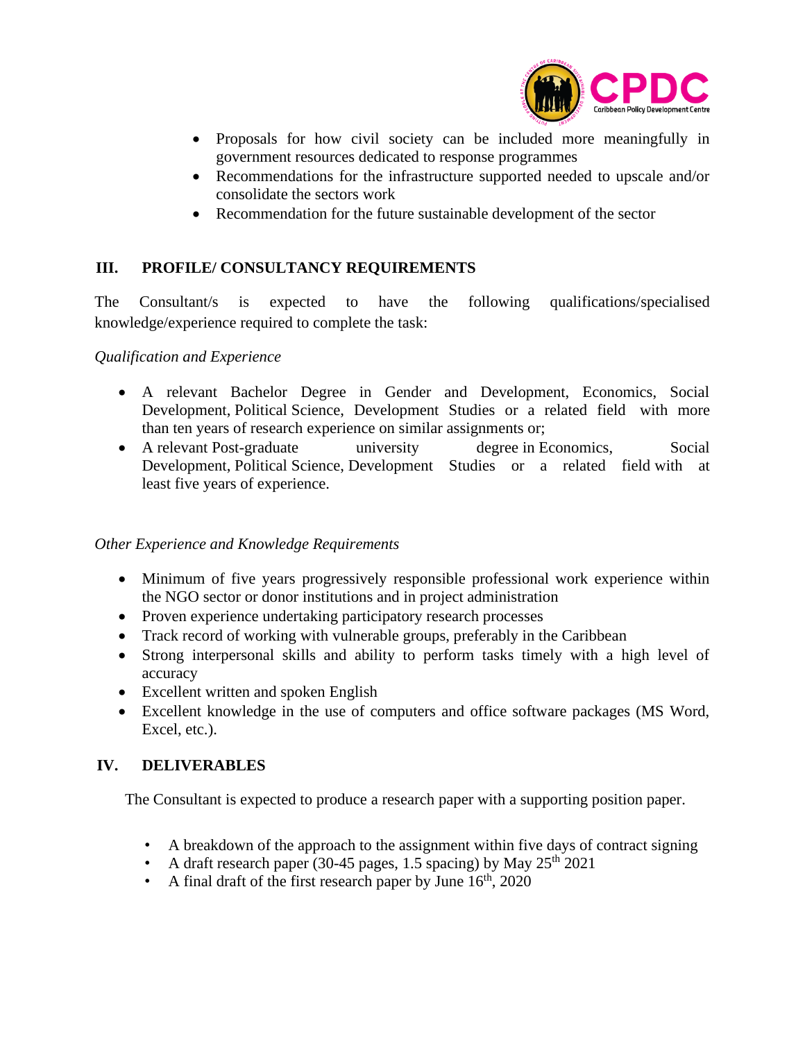- Proposals for how civil society can be included more meaningfully in government resources dedicated to response programmes
- Recommendations for the infrastructure supported needed to upscale and/or consolidate the sectors work
- Recommendation for the future sustainable development of the sector

## III. PROFILE/ CONSULTANCY REQUIREMENTS

The Consultant/s is expected to have the following qualifications/specialised knowledge/experience required to complete the task:

*Qualification and Experience*

- A relevant Bachelor Degree in Gender and Development, Economics, Social Development, Political Science, Development Studies or a related field with more than ten years of research experience on similar assignments or;
- A relevant Post-graduate university degree in Economics, Social Development, Political Science, Development Studies or a related field with at least five years of experience.

*Other Experience and Knowledge Requirements*

- Minimum of five years progressively responsible professional work experience within the NGO sector or donor institutions and in project administration
- Proven experience undertaking participatory research processes
- Track record of working with vulnerable groups, preferably in the Caribbean
- Strong interpersonal skills and ability to perform tasks timely with a high level of accuracy
- Excellent written and spoken English
- Excellent knowledge in the use of computers and office software packages (MS Word, Excel, etc.).

## IV. DELIVERABLES

The Consultant is expected to produce a research paper with a supporting position paper.

- A breakdown of the approach to the assignment within five days of contract signing
- A draft research paper (30-45 pages, 1.5 spacing) by May 25th 2021
- A final draft of the first research paper by June 16th, 2020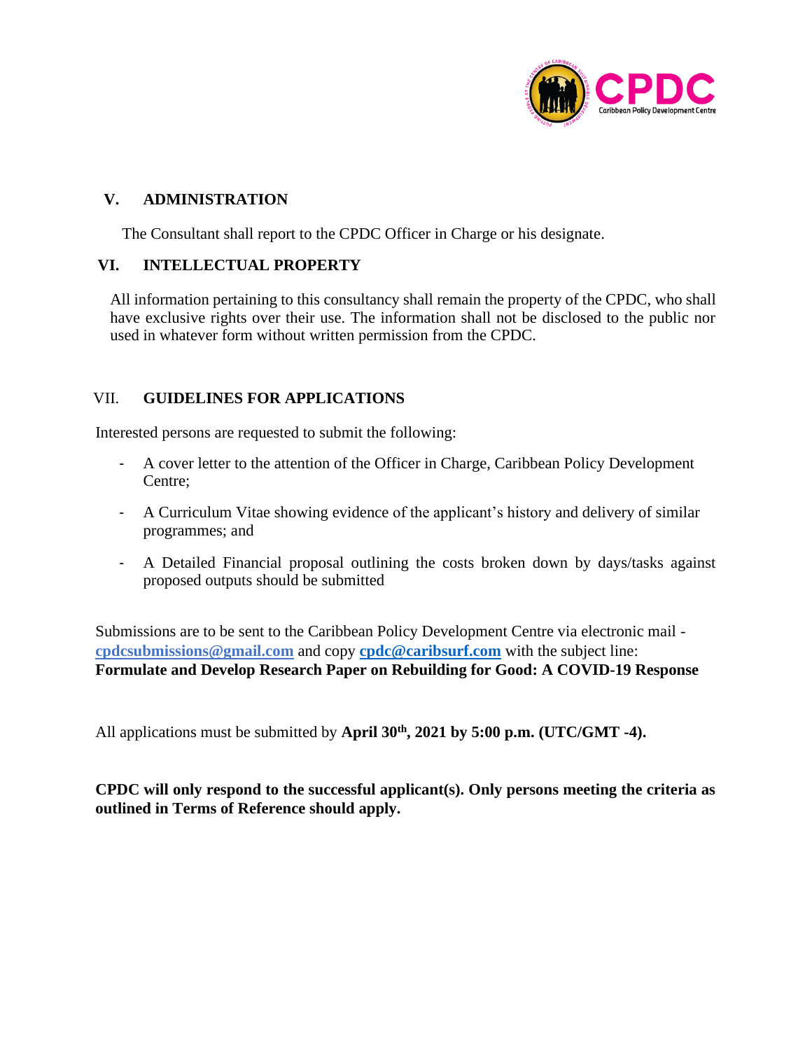## V. ADMINISTRATION

The Consultant shall report to the CPDC Officer in Charge or his designate.

## VI. INTELLECTUAL PROPERTY

All information pertaining to this consultancy shall remain the property of the CPDC, who shall have exclusive rights over their use. The information shall not be disclosed to the public nor used in whatever form without written permission from the CPDC.

## VII. GUIDELINES FOR APPLICATIONS

Interested persons are requested to submit the following:

- A cover letter to the attention of the Officer in Charge, Caribbean Policy Development Centre;
- A Curriculum Vitae showing evidence of the applicant's history and delivery of similar programmes; and
- A Detailed Financial proposal outlining the costs broken down by days/tasks against proposed outputs should be submitted

Submissions are to be sent to the Caribbean Policy Development Centre via electronic mail - **cpdcsubmissions@gmail.com** and copy **cpdc@caribsurf.com** with the subject line: **Formulate and Develop Research Paper on Rebuilding for Good: A COVID-19 Response**

All applications must be submitted by **April 30th, 2021 by 5:00 p.m. (UTC/GMT -4).**

**CPDC will only respond to the successful applicant(s). Only persons meeting the criteria as outlined in Terms of Reference should apply.**